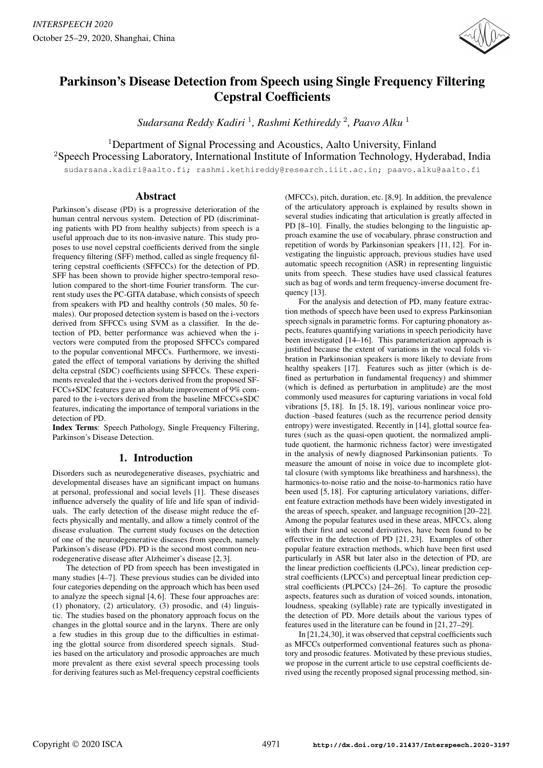# Parkinson's Disease Detection from Speech using Single Frequency Filtering Cepstral Coefficients

*Sudarsana Reddy Kadiri* [1], *Rashmi Kethireddy* [2], *Paavo Alku* [1]

[1]Department of Signal Processing and Acoustics, Aalto University, Finland
[2]Speech Processing Laboratory, International Institute of Information Technology, Hyderabad, India

sudarsana.kadiri@aalto.fi; rashmi.kethireddy@research.iiit.ac.in; paavo.alku@aalto.fi

## Abstract

Parkinson's disease (PD) is a progressive deterioration of the human central nervous system. Detection of PD (discriminating patients with PD from healthy subjects) from speech is a useful approach due to its non-invasive nature. This study proposes to use novel cepstral coefficients derived from the single frequency filtering (SFF) method, called as single frequency filtering cepstral coefficients (SFFCCs) for the detection of PD. SFF has been shown to provide higher spectro-temporal resolution compared to the short-time Fourier transform. The current study uses the PC-GITA database, which consists of speech from speakers with PD and healthy controls (50 males, 50 females). Our proposed detection system is based on the i-vectors derived from SFFCCs using SVM as a classifier. In the detection of PD, better performance was achieved when the i-vectors were computed from the proposed SFFCCs compared to the popular conventional MFCCs. Furthermore, we investigated the effect of temporal variations by deriving the shifted delta cepstral (SDC) coefficients using SFFCCs. These experiments revealed that the i-vectors derived from the proposed SF-FCCs+SDC features gave an absolute improvement of 9% compared to the i-vectors derived from the baseline MFCCs+SDC features, indicating the importance of temporal variations in the detection of PD.

**Index Terms**: Speech Pathology, Single Frequency Filtering, Parkinson's Disease Detection.

## 1. Introduction

Disorders such as neurodegenerative diseases, psychiatric and developmental diseases have an significant impact on humans at personal, professional and social levels [1]. These diseases influence adversely the quality of life and life span of individuals. The early detection of the disease might reduce the effects physically and mentally, and allow a timely control of the disease evaluation. The current study focuses on the detection of one of the neurodegenerative diseases from speech, namely Parkinson's disease (PD). PD is the second most common neurodegenerative disease after Alzheimer's disease [2, 3].

The detection of PD from speech has been investigated in many studies [4–7]. These previous studies can be divided into four categories depending on the approach which has been used to analyze the speech signal [4, 6]. These four approaches are: (1) phonatory, (2) articulatory, (3) prosodic, and (4) linguistic. The studies based on the phonatory approach focus on the changes in the glottal source and in the larynx. There are only a few studies in this group due to the difficulties in estimating the glottal source from disordered speech signals. Studies based on the articulatory and prosodic approaches are much more prevalent as there exist several speech processing tools for deriving features such as Mel-frequency cepstral coefficients (MFCCs), pitch, duration, etc. [8,9]. In addition, the prevalence of the articulatory approach is explained by results shown in several studies indicating that articulation is greatly affected in PD [8–10]. Finally, the studies belonging to the linguistic approach examine the use of vocabulary, phrase construction and repetition of words by Parkinsonian speakers [11, 12]. For investigating the linguistic approach, previous studies have used automatic speech recognition (ASR) in representing linguistic units from speech. These studies have used classical features such as bag of words and term frequency-inverse document frequency [13].

For the analysis and detection of PD, many feature extraction methods of speech have been used to express Parkinsonian speech signals in parametric forms. For capturing phonatory aspects, features quantifying variations in speech periodicity have been investigated [14–16]. This parameterization approach is justified because the extent of variations in the vocal folds vibration in Parkinsonian speakers is more likely to deviate from healthy speakers [17]. Features such as jitter (which is defined as perturbation in fundamental frequency) and shimmer (which is defined as perturbation in amplitude) are the most commonly used measures for capturing variations in vocal fold vibrations [5, 18]. In [5, 18, 19], various nonlinear voice production -based features (such as the recurrence period density entropy) were investigated. Recently in [14], glottal source features (such as the quasi-open quotient, the normalized amplitude quotient, the harmonic richness factor) were investigated in the analysis of newly diagnosed Parkinsonian patients. To measure the amount of noise in voice due to incomplete glottal closure (with symptoms like breathiness and harshness), the harmonics-to-noise ratio and the noise-to-harmonics ratio have been used [5, 18]. For capturing articulatory variations, different feature extraction methods have been widely investigated in the areas of speech, speaker, and language recognition [20–22]. Among the popular features used in these areas, MFCCs, along with their first and second derivatives, have been found to be effective in the detection of PD [21, 23]. Examples of other popular feature extraction methods, which have been first used particularly in ASR but later also in the detection of PD, are the linear prediction coefficients (LPCs), linear prediction cepstral coefficients (LPCCs) and perceptual linear prediction cepstral coefficients (PLPCCs) [24–26]. To capture the prosodic aspects, features such as duration of voiced sounds, intonation, loudness, speaking (syllable) rate are typically investigated in the detection of PD. More details about the various types of features used in the literature can be found in [21, 27–29].

In [21,24,30], it was observed that cepstral coefficients such as MFCCs outperformed conventional features such as phonatory and prosodic features. Motivated by these previous studies, we propose in the current article to use cepstral coefficients derived using the recently proposed signal processing method, sin-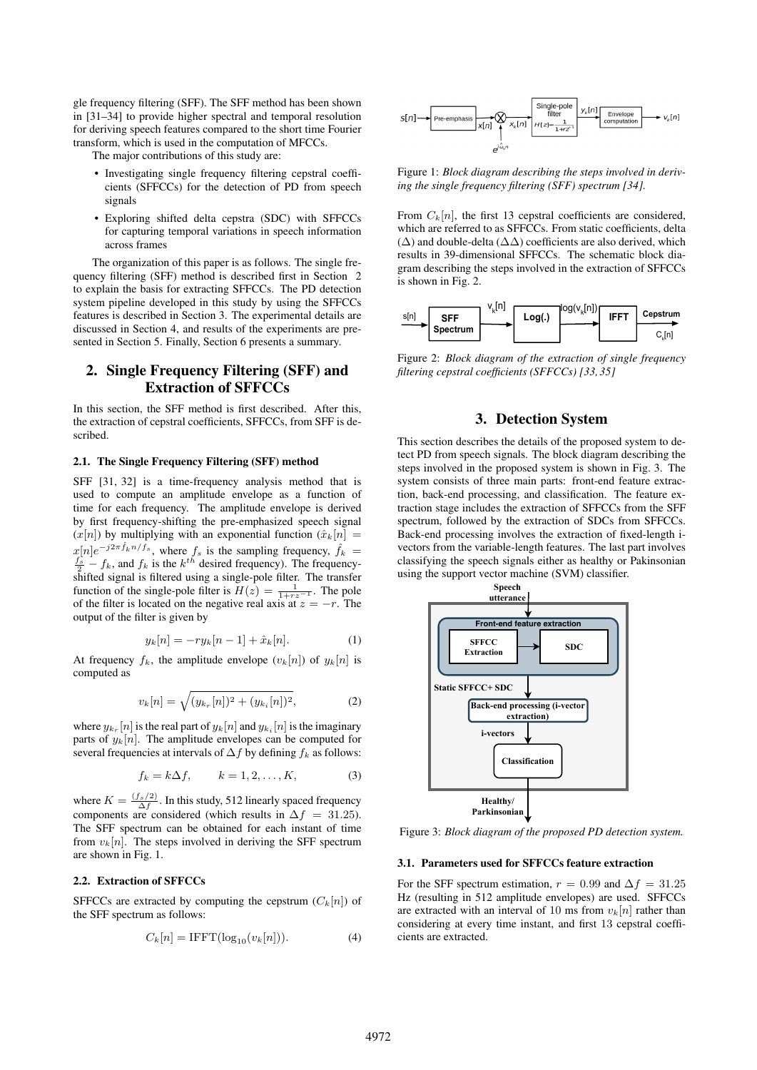gle frequency filtering (SFF). The SFF method has been shown in [31–34] to provide higher spectral and temporal resolution for deriving speech features compared to the short time Fourier transform, which is used in the computation of MFCCs.

The major contributions of this study are:

- Investigating single frequency filtering cepstral coefficients (SFFCCs) for the detection of PD from speech signals
- Exploring shifted delta cepstra (SDC) with SFFCCs for capturing temporal variations in speech information across frames

The organization of this paper is as follows. The single frequency filtering (SFF) method is described first in Section 2 to explain the basis for extracting SFFCCs. The PD detection system pipeline developed in this study by using the SFFCCs features is described in Section 3. The experimental details are discussed in Section 4, and results of the experiments are presented in Section 5. Finally, Section 6 presents a summary.

## 2. Single Frequency Filtering (SFF) and Extraction of SFFCCs

In this section, the SFF method is first described. After this, the extraction of cepstral coefficients, SFFCCs, from SFF is described.

### 2.1. The Single Frequency Filtering (SFF) method

SFF [31, 32] is a time-frequency analysis method that is used to compute an amplitude envelope as a function of time for each frequency. The amplitude envelope is derived by first frequency-shifting the pre-emphasized speech signal ($x[n]$) by multiplying with an exponential function ($\hat{x}_k[n] = x[n]e^{-j2\pi\hat{f}_k n/f_s}$, where $f_s$ is the sampling frequency, $\hat{f}_k = \frac{f_s}{2} - f_k$, and $f_k$ is the $k^{th}$ desired frequency). The frequency-shifted signal is filtered using a single-pole filter. The transfer function of the single-pole filter is $H(z) = \frac{1}{1+rz^{-1}}$. The pole of the filter is located on the negative real axis at $z = -r$. The output of the filter is given by

$$y_k[n] = -ry_k[n-1] + \hat{x}_k[n]. \tag{1}$$

At frequency $f_k$, the amplitude envelope ($v_k[n]$) of $y_k[n]$ is computed as

$$v_k[n] = \sqrt{(y_{k_r}[n])^2 + (y_{k_i}[n])^2}, \tag{2}$$

where $y_{k_r}[n]$ is the real part of $y_k[n]$ and $y_{k_i}[n]$ is the imaginary parts of $y_k[n]$. The amplitude envelopes can be computed for several frequencies at intervals of $\Delta f$ by defining $f_k$ as follows:

$$f_k = k\Delta f, \qquad k = 1, 2, \ldots, K, \tag{3}$$

where $K = \frac{(f_s/2)}{\Delta f}$. In this study, 512 linearly spaced frequency components are considered (which results in $\Delta f = 31.25$). The SFF spectrum can be obtained for each instant of time from $v_k[n]$. The steps involved in deriving the SFF spectrum are shown in Fig. 1.

### 2.2. Extraction of SFFCCs

SFFCCs are extracted by computing the cepstrum ($C_k[n]$) of the SFF spectrum as follows:

$$C_k[n] = \text{IFFT}(\log_{10}(v_k[n])). \tag{4}$$

Figure 1: *Block diagram describing the steps involved in deriving the single frequency filtering (SFF) spectrum [34].*

From $C_k[n]$, the first 13 cepstral coefficients are considered, which are referred to as SFFCCs. From static coefficients, delta ($\Delta$) and double-delta ($\Delta\Delta$) coefficients are also derived, which results in 39-dimensional SFFCCs. The schematic block diagram describing the steps involved in the extraction of SFFCCs is shown in Fig. 2.

Figure 2: *Block diagram of the extraction of single frequency filtering cepstral coefficients (SFFCCs) [33, 35]*

## 3. Detection System

This section describes the details of the proposed system to detect PD from speech signals. The block diagram describing the steps involved in the proposed system is shown in Fig. 3. The system consists of three main parts: front-end feature extraction, back-end processing, and classification. The feature extraction stage includes the extraction of SFFCCs from the SFF spectrum, followed by the extraction of SDCs from SFFCCs. Back-end processing involves the extraction of fixed-length i-vectors from the variable-length features. The last part involves classifying the speech signals either as healthy or Pakinsonian using the support vector machine (SVM) classifier.

Figure 3: *Block diagram of the proposed PD detection system.*

### 3.1. Parameters used for SFFCCs feature extraction

For the SFF spectrum estimation, $r = 0.99$ and $\Delta f = 31.25$ Hz (resulting in 512 amplitude envelopes) are used. SFFCCs are extracted with an interval of 10 ms from $v_k[n]$ rather than considering at every time instant, and first 13 cepstral coefficients are extracted.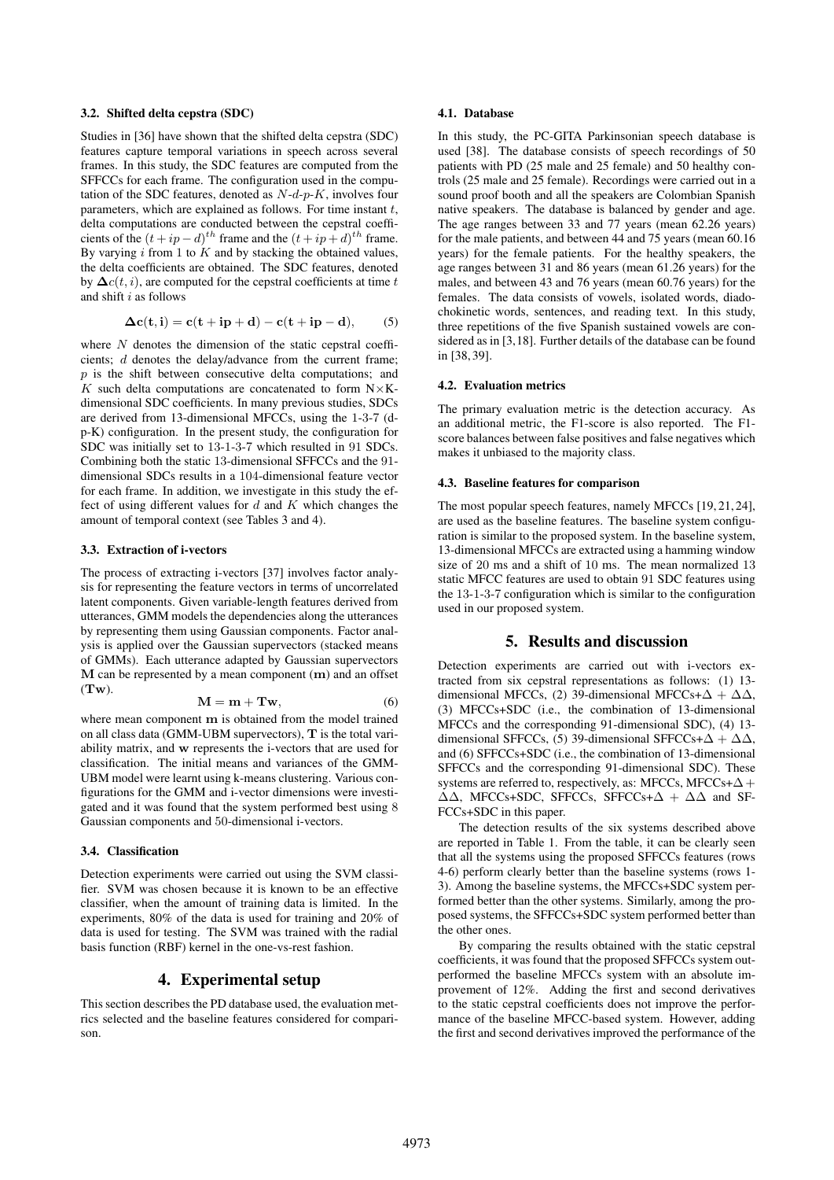### 3.2. Shifted delta cepstra (SDC)

Studies in [36] have shown that the shifted delta cepstra (SDC) features capture temporal variations in speech across several frames. In this study, the SDC features are computed from the SFFCCs for each frame. The configuration used in the computation of the SDC features, denoted as $N$-$d$-$p$-$K$, involves four parameters, which are explained as follows. For time instant $t$, delta computations are conducted between the cepstral coefficients of the $(t + ip - d)^{th}$ frame and the $(t + ip + d)^{th}$ frame. By varying $i$ from 1 to $K$ and by stacking the obtained values, the delta coefficients are obtained. The SDC features, denoted by $\boldsymbol{\Delta}c(t, i)$, are computed for the cepstral coefficients at time $t$ and shift $i$ as follows

$$\mathbf{\Delta c(t, i) = c(t + ip + d) - c(t + ip - d)}, \tag{5}$$

where $N$ denotes the dimension of the static cepstral coefficients; $d$ denotes the delay/advance from the current frame; $p$ is the shift between consecutive delta computations; and $K$ such delta computations are concatenated to form N×K-dimensional SDC coefficients. In many previous studies, SDCs are derived from 13-dimensional MFCCs, using the 1-3-7 (d-p-K) configuration. In the present study, the configuration for SDC was initially set to 13-1-3-7 which resulted in 91 SDCs. Combining both the static 13-dimensional SFFCCs and the 91-dimensional SDCs results in a 104-dimensional feature vector for each frame. In addition, we investigate in this study the effect of using different values for $d$ and $K$ which changes the amount of temporal context (see Tables 3 and 4).

### 3.3. Extraction of i-vectors

The process of extracting i-vectors [37] involves factor analysis for representing the feature vectors in terms of uncorrelated latent components. Given variable-length features derived from utterances, GMM models the dependencies along the utterances by representing them using Gaussian components. Factor analysis is applied over the Gaussian supervectors (stacked means of GMMs). Each utterance adapted by Gaussian supervectors $\mathbf{M}$ can be represented by a mean component ($\mathbf{m}$) and an offset ($\mathbf{Tw}$).

$$\mathbf{M} = \mathbf{m} + \mathbf{Tw}, \tag{6}$$

where mean component $\mathbf{m}$ is obtained from the model trained on all class data (GMM-UBM supervectors), $\mathbf{T}$ is the total variability matrix, and $\mathbf{w}$ represents the i-vectors that are used for classification. The initial means and variances of the GMM-UBM model were learnt using k-means clustering. Various configurations for the GMM and i-vector dimensions were investigated and it was found that the system performed best using 8 Gaussian components and 50-dimensional i-vectors.

### 3.4. Classification

Detection experiments were carried out using the SVM classifier. SVM was chosen because it is known to be an effective classifier, when the amount of training data is limited. In the experiments, 80% of the data is used for training and 20% of data is used for testing. The SVM was trained with the radial basis function (RBF) kernel in the one-vs-rest fashion.

## 4. Experimental setup

This section describes the PD database used, the evaluation metrics selected and the baseline features considered for comparison.

### 4.1. Database

In this study, the PC-GITA Parkinsonian speech database is used [38]. The database consists of speech recordings of 50 patients with PD (25 male and 25 female) and 50 healthy controls (25 male and 25 female). Recordings were carried out in a sound proof booth and all the speakers are Colombian Spanish native speakers. The database is balanced by gender and age. The age ranges between 33 and 77 years (mean 62.26 years) for the male patients, and between 44 and 75 years (mean 60.16 years) for the female patients. For the healthy speakers, the age ranges between 31 and 86 years (mean 61.26 years) for the males, and between 43 and 76 years (mean 60.76 years) for the females. The data consists of vowels, isolated words, diadochokinetic words, sentences, and reading text. In this study, three repetitions of the five Spanish sustained vowels are considered as in [3,18]. Further details of the database can be found in [38,39].

### 4.2. Evaluation metrics

The primary evaluation metric is the detection accuracy. As an additional metric, the F1-score is also reported. The F1-score balances between false positives and false negatives which makes it unbiased to the majority class.

### 4.3. Baseline features for comparison

The most popular speech features, namely MFCCs [19,21,24], are used as the baseline features. The baseline system configuration is similar to the proposed system. In the baseline system, 13-dimensional MFCCs are extracted using a hamming window size of 20 ms and a shift of 10 ms. The mean normalized 13 static MFCC features are used to obtain 91 SDC features using the 13-1-3-7 configuration which is similar to the configuration used in our proposed system.

## 5. Results and discussion

Detection experiments are carried out with i-vectors extracted from six cepstral representations as follows: (1) 13-dimensional MFCCs, (2) 39-dimensional MFCCs+$\Delta$ + $\Delta\Delta$, (3) MFCCs+SDC (i.e., the combination of 13-dimensional MFCCs and the corresponding 91-dimensional SDC), (4) 13-dimensional SFFCCs, (5) 39-dimensional SFFCCs+$\Delta$ + $\Delta\Delta$, and (6) SFFCCs+SDC (i.e., the combination of 13-dimensional SFFCCs and the corresponding 91-dimensional SDC). These systems are referred to, respectively, as: MFCCs, MFCCs+$\Delta$ + $\Delta\Delta$, MFCCs+SDC, SFFCCs, SFFCCs+$\Delta$ + $\Delta\Delta$ and SFFCCs+SDC in this paper.

The detection results of the six systems described above are reported in Table 1. From the table, it can be clearly seen that all the systems using the proposed SFFCCs features (rows 4-6) perform clearly better than the baseline systems (rows 1-3). Among the baseline systems, the MFCCs+SDC system performed better than the other systems. Similarly, among the proposed systems, the SFFCCs+SDC system performed better than the other ones.

By comparing the results obtained with the static cepstral coefficients, it was found that the proposed SFFCCs system outperformed the baseline MFCCs system with an absolute improvement of 12%. Adding the first and second derivatives to the static cepstral coefficients does not improve the performance of the baseline MFCC-based system. However, adding the first and second derivatives improved the performance of the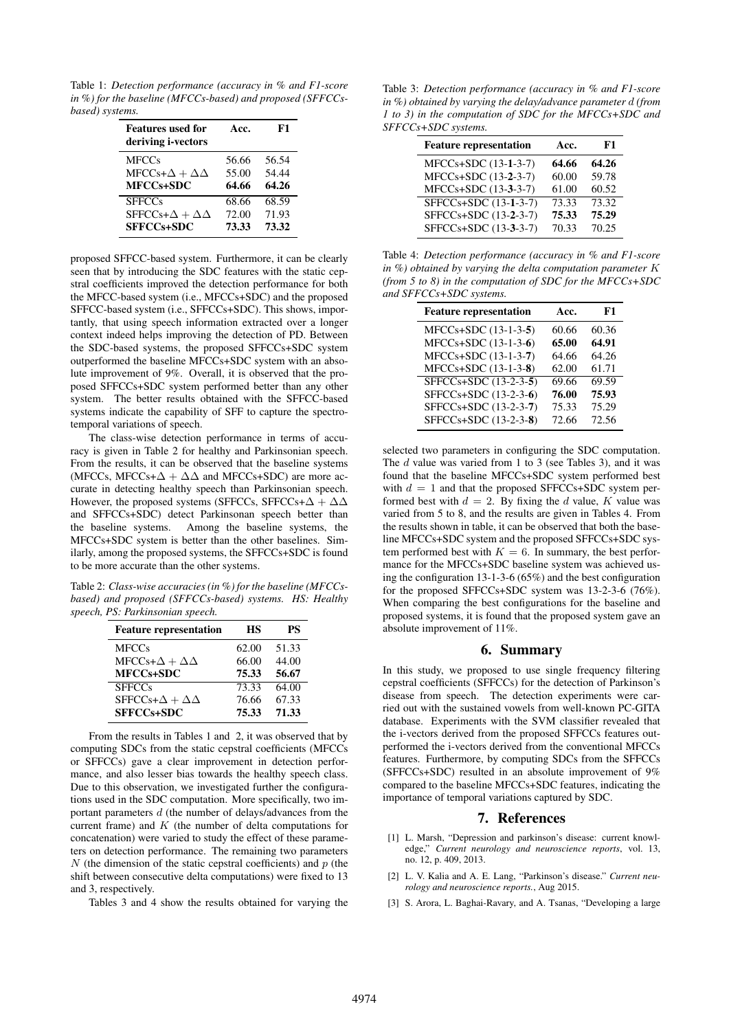Table 1: *Detection performance (accuracy in % and F1-score in %) for the baseline (MFCCs-based) and proposed (SFFCCs-based) systems.*

| Features used for deriving i-vectors | Acc. | F1 |
|---|---|---|
| MFCCs | 56.66 | 56.54 |
| MFCCs+$\Delta + \Delta\Delta$ | 55.00 | 54.44 |
| **MFCCs+SDC** | **64.66** | **64.26** |
| SFFCCs | 68.66 | 68.59 |
| SFFCCs+$\Delta + \Delta\Delta$ | 72.00 | 71.93 |
| **SFFCCs+SDC** | **73.33** | **73.32** |

proposed SFFCC-based system. Furthermore, it can be clearly seen that by introducing the SDC features with the static cepstral coefficients improved the detection performance for both the MFCC-based system (i.e., MFCCs+SDC) and the proposed SFFCC-based system (i.e., SFFCCs+SDC). This shows, importantly, that using speech information extracted over a longer context indeed helps improving the detection of PD. Between the SDC-based systems, the proposed SFFCCs+SDC system outperformed the baseline MFCCs+SDC system with an absolute improvement of 9%. Overall, it is observed that the proposed SFFCCs+SDC system performed better than any other system. The better results obtained with the SFFCC-based systems indicate the capability of SFF to capture the spectro-temporal variations of speech.

The class-wise detection performance in terms of accuracy is given in Table 2 for healthy and Parkinsonian speech. From the results, it can be observed that the baseline systems (MFCCs, MFCCs+$\Delta + \Delta\Delta$ and MFCCs+SDC) are more accurate in detecting healthy speech than Parkinsonian speech. However, the proposed systems (SFFCCs, SFFCCs+$\Delta + \Delta\Delta$ and SFFCCs+SDC) detect Parkinsonan speech better than the baseline systems. Among the baseline systems, the MFCCs+SDC system is better than the other baselines. Similarly, among the proposed systems, the SFFCCs+SDC is found to be more accurate than the other systems.

Table 2: *Class-wise accuracies (in %) for the baseline (MFCCs-based) and proposed (SFFCCs-based) systems. HS: Healthy speech, PS: Parkinsonian speech.*

| Feature representation | HS | PS |
|---|---|---|
| MFCCs | 62.00 | 51.33 |
| MFCCs+$\Delta + \Delta\Delta$ | 66.00 | 44.00 |
| **MFCCs+SDC** | **75.33** | **56.67** |
| SFFCCs | 73.33 | 64.00 |
| SFFCCs+$\Delta + \Delta\Delta$ | 76.66 | 67.33 |
| **SFFCCs+SDC** | **75.33** | **71.33** |

From the results in Tables 1 and 2, it was observed that by computing SDCs from the static cepstral coefficients (MFCCs or SFFCCs) gave a clear improvement in detection performance, and also lesser bias towards the healthy speech class. Due to this observation, we investigated further the configurations used in the SDC computation. More specifically, two important parameters $d$ (the number of delays/advances from the current frame) and $K$ (the number of delta computations for concatenation) were varied to study the effect of these parameters on detection performance. The remaining two parameters $N$ (the dimension of the static cepstral coefficients) and $p$ (the shift between consecutive delta computations) were fixed to 13 and 3, respectively.

Tables 3 and 4 show the results obtained for varying the selected two parameters in configuring the SDC computation. The $d$ value was varied from 1 to 3 (see Tables 3), and it was found that the baseline MFCCs+SDC system performed best with $d = 1$ and that the proposed SFFCCs+SDC system performed best with $d = 2$. By fixing the $d$ value, $K$ value was varied from 5 to 8, and the results are given in Tables 4. From the results shown in table, it can be observed that both the baseline MFCCs+SDC system and the proposed SFFCCs+SDC system performed best with $K = 6$. In summary, the best performance for the MFCCs+SDC baseline system was achieved using the configuration 13-1-3-6 (65%) and the best configuration for the proposed SFFCCs+SDC system was 13-2-3-6 (76%). When comparing the best configurations for the baseline and proposed systems, it is found that the proposed system gave an absolute improvement of 11%.

Table 3: *Detection performance (accuracy in % and F1-score in %) obtained by varying the delay/advance parameter $d$ (from 1 to 3) in the computation of SDC for the MFCCs+SDC and SFFCCs+SDC systems.*

| Feature representation | Acc. | F1 |
|---|---|---|
| MFCCs+SDC (13-**1**-3-7) | **64.66** | **64.26** |
| MFCCs+SDC (13-**2**-3-7) | 60.00 | 59.78 |
| MFCCs+SDC (13-**3**-3-7) | 61.00 | 60.52 |
| SFFCCs+SDC (13-**1**-3-7) | 73.33 | 73.32 |
| SFFCCs+SDC (13-**2**-3-7) | **75.33** | **75.29** |
| SFFCCs+SDC (13-**3**-3-7) | 70.33 | 70.25 |

Table 4: *Detection performance (accuracy in % and F1-score in %) obtained by varying the delta computation parameter $K$ (from 5 to 8) in the computation of SDC for the MFCCs+SDC and SFFCCs+SDC systems.*

| Feature representation | Acc. | F1 |
|---|---|---|
| MFCCs+SDC (13-1-3-**5**) | 60.66 | 60.36 |
| MFCCs+SDC (13-1-3-**6**) | **65.00** | **64.91** |
| MFCCs+SDC (13-1-3-**7**) | 64.66 | 64.26 |
| MFCCs+SDC (13-1-3-**8**) | 62.00 | 61.71 |
| SFFCCs+SDC (13-2-3-**5**) | 69.66 | 69.59 |
| SFFCCs+SDC (13-2-3-**6**) | **76.00** | **75.93** |
| SFFCCs+SDC (13-2-3-**7**) | 75.33 | 75.29 |
| SFFCCs+SDC (13-2-3-**8**) | 72.66 | 72.56 |

## 6. Summary

In this study, we proposed to use single frequency filtering cepstral coefficients (SFFCCs) for the detection of Parkinson's disease from speech. The detection experiments were carried out with the sustained vowels from well-known PC-GITA database. Experiments with the SVM classifier revealed that the i-vectors derived from the proposed SFFCCs features outperformed the i-vectors derived from the conventional MFCCs features. Furthermore, by computing SDCs from the SFFCCs (SFFCCs+SDC) resulted in an absolute improvement of 9% compared to the baseline MFCCs+SDC features, indicating the importance of temporal variations captured by SDC.

## 7. References

[1] L. Marsh, "Depression and parkinson's disease: current knowledge," *Current neurology and neuroscience reports*, vol. 13, no. 12, p. 409, 2013.

[2] L. V. Kalia and A. E. Lang, "Parkinson's disease." *Current neurology and neuroscience reports.*, Aug 2015.

[3] S. Arora, L. Baghai-Ravary, and A. Tsanas, "Developing a large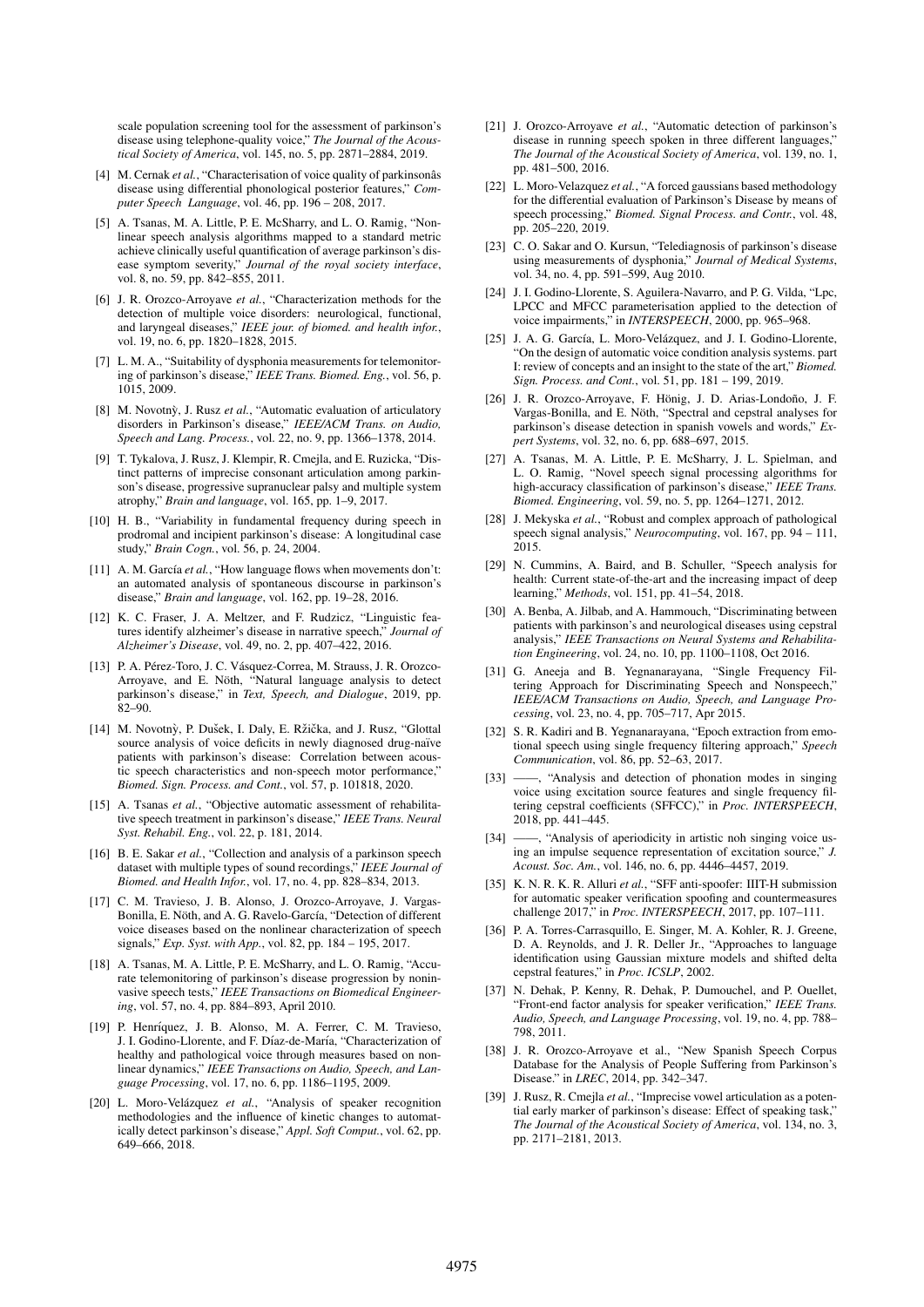scale population screening tool for the assessment of parkinson's disease using telephone-quality voice," *The Journal of the Acoustical Society of America*, vol. 145, no. 5, pp. 2871–2884, 2019.

[4] M. Cernak *et al.*, "Characterisation of voice quality of parkinsonâs disease using differential phonological posterior features," *Computer Speech Language*, vol. 46, pp. 196 – 208, 2017.

[5] A. Tsanas, M. A. Little, P. E. McSharry, and L. O. Ramig, "Nonlinear speech analysis algorithms mapped to a standard metric achieve clinically useful quantification of average parkinson's disease symptom severity," *Journal of the royal society interface*, vol. 8, no. 59, pp. 842–855, 2011.

[6] J. R. Orozco-Arroyave *et al.*, "Characterization methods for the detection of multiple voice disorders: neurological, functional, and laryngeal diseases," *IEEE jour. of biomed. and health infor.*, vol. 19, no. 6, pp. 1820–1828, 2015.

[7] L. M. A., "Suitability of dysphonia measurements for telemonitoring of parkinson's disease," *IEEE Trans. Biomed. Eng.*, vol. 56, p. 1015, 2009.

[8] M. Novotný, J. Rusz *et al.*, "Automatic evaluation of articulatory disorders in Parkinson's disease," *IEEE/ACM Trans. on Audio, Speech and Lang. Process.*, vol. 22, no. 9, pp. 1366–1378, 2014.

[9] T. Tykalova, J. Rusz, J. Klempir, R. Cmejla, and E. Ruzicka, "Distinct patterns of imprecise consonant articulation among parkinson's disease, progressive supranuclear palsy and multiple system atrophy," *Brain and language*, vol. 165, pp. 1–9, 2017.

[10] H. B., "Variability in fundamental frequency during speech in prodromal and incipient parkinson's disease: A longitudinal case study," *Brain Cogn.*, vol. 56, p. 24, 2004.

[11] A. M. García *et al.*, "How language flows when movements don't: an automated analysis of spontaneous discourse in parkinson's disease," *Brain and language*, vol. 162, pp. 19–28, 2016.

[12] K. C. Fraser, J. A. Meltzer, and F. Rudzicz, "Linguistic features identify alzheimer's disease in narrative speech," *Journal of Alzheimer's Disease*, vol. 49, no. 2, pp. 407–422, 2016.

[13] P. A. Pérez-Toro, J. C. Vásquez-Correa, M. Strauss, J. R. Orozco-Arroyave, and E. Nöth, "Natural language analysis to detect parkinson's disease," in *Text, Speech, and Dialogue*, 2019, pp. 82–90.

[14] M. Novotný, P. Dušek, I. Daly, E. Růžička, and J. Rusz, "Glottal source analysis of voice deficits in newly diagnosed drug-naïve patients with parkinson's disease: Correlation between acoustic speech characteristics and non-speech motor performance," *Biomed. Sign. Process. and Cont.*, vol. 57, p. 101818, 2020.

[15] A. Tsanas *et al.*, "Objective automatic assessment of rehabilitative speech treatment in parkinson's disease," *IEEE Trans. Neural Syst. Rehabil. Eng.*, vol. 22, p. 181, 2014.

[16] B. E. Sakar *et al.*, "Collection and analysis of a parkinson speech dataset with multiple types of sound recordings," *IEEE Journal of Biomed. and Health Infor.*, vol. 17, no. 4, pp. 828–834, 2013.

[17] C. M. Travieso, J. B. Alonso, J. Orozco-Arroyave, J. Vargas-Bonilla, E. Nöth, and A. G. Ravelo-García, "Detection of different voice diseases based on the nonlinear characterization of speech signals," *Exp. Syst. with App.*, vol. 82, pp. 184 – 195, 2017.

[18] A. Tsanas, M. A. Little, P. E. McSharry, and L. O. Ramig, "Accurate telemonitoring of parkinson's disease progression by noninvasive speech tests," *IEEE Transactions on Biomedical Engineering*, vol. 57, no. 4, pp. 884–893, April 2010.

[19] P. Henríquez, J. B. Alonso, M. A. Ferrer, C. M. Travieso, J. I. Godino-Llorente, and F. Díaz-de-María, "Characterization of healthy and pathological voice through measures based on nonlinear dynamics," *IEEE Transactions on Audio, Speech, and Language Processing*, vol. 17, no. 6, pp. 1186–1195, 2009.

[20] L. Moro-Velázquez *et al.*, "Analysis of speaker recognition methodologies and the influence of kinetic changes to automatically detect parkinson's disease," *Appl. Soft Comput.*, vol. 62, pp. 649–666, 2018.

[21] J. Orozco-Arroyave *et al.*, "Automatic detection of parkinson's disease in running speech spoken in three different languages," *The Journal of the Acoustical Society of America*, vol. 139, no. 1, pp. 481–500, 2016.

[22] L. Moro-Velazquez *et al.*, "A forced gaussians based methodology for the differential evaluation of Parkinson's Disease by means of speech processing," *Biomed. Signal Process. and Contr.*, vol. 48, pp. 205–220, 2019.

[23] C. O. Sakar and O. Kursun, "Telediagnosis of parkinson's disease using measurements of dysphonia," *Journal of Medical Systems*, vol. 34, no. 4, pp. 591–599, Aug 2010.

[24] J. I. Godino-Llorente, S. Aguilera-Navarro, and P. G. Vilda, "Lpc, LPCC and MFCC parameterisation applied to the detection of voice impairments," in *INTERSPEECH*, 2000, pp. 965–968.

[25] J. A. G. García, L. Moro-Velázquez, and J. I. Godino-Llorente, "On the design of automatic voice condition analysis systems. part I: review of concepts and an insight to the state of the art," *Biomed. Sign. Process. and Cont.*, vol. 51, pp. 181 – 199, 2019.

[26] J. R. Orozco-Arroyave, F. Hönig, J. D. Arias-Londoño, J. F. Vargas-Bonilla, and E. Nöth, "Spectral and cepstral analyses for parkinson's disease detection in spanish vowels and words," *Expert Systems*, vol. 32, no. 6, pp. 688–697, 2015.

[27] A. Tsanas, M. A. Little, P. E. McSharry, J. L. Spielman, and L. O. Ramig, "Novel speech signal processing algorithms for high-accuracy classification of parkinson's disease," *IEEE Trans. Biomed. Engineering*, vol. 59, no. 5, pp. 1264–1271, 2012.

[28] J. Mekyska *et al.*, "Robust and complex approach of pathological speech signal analysis," *Neurocomputing*, vol. 167, pp. 94 – 111, 2015.

[29] N. Cummins, A. Baird, and B. Schuller, "Speech analysis for health: Current state-of-the-art and the increasing impact of deep learning," *Methods*, vol. 151, pp. 41–54, 2018.

[30] A. Benba, A. Jilbab, and A. Hammouch, "Discriminating between patients with parkinson's and neurological diseases using cepstral analysis," *IEEE Transactions on Neural Systems and Rehabilitation Engineering*, vol. 24, no. 10, pp. 1100–1108, Oct 2016.

[31] G. Aneeja and B. Yegnanarayana, "Single Frequency Filtering Approach for Discriminating Speech and Nonspeech," *IEEE/ACM Transactions on Audio, Speech, and Language Processing*, vol. 23, no. 4, pp. 705–717, Apr 2015.

[32] S. R. Kadiri and B. Yegnanarayana, "Epoch extraction from emotional speech using single frequency filtering approach," *Speech Communication*, vol. 86, pp. 52–63, 2017.

[33] ——, "Analysis and detection of phonation modes in singing voice using excitation source features and single frequency filtering cepstral coefficients (SFFCC)," in *Proc. INTERSPEECH*, 2018, pp. 441–445.

[34] ——, "Analysis of aperiodicity in artistic noh singing voice using an impulse sequence representation of excitation source," *J. Acoust. Soc. Am.*, vol. 146, no. 6, pp. 4446–4457, 2019.

[35] K. N. R. K. R. Alluri *et al.*, "SFF anti-spoofer: IIIT-H submission for automatic speaker verification spoofing and countermeasures challenge 2017," in *Proc. INTERSPEECH*, 2017, pp. 107–111.

[36] P. A. Torres-Carrasquillo, E. Singer, M. A. Kohler, R. J. Greene, D. A. Reynolds, and J. R. Deller Jr., "Approaches to language identification using Gaussian mixture models and shifted delta cepstral features," in *Proc. ICSLP*, 2002.

[37] N. Dehak, P. Kenny, R. Dehak, P. Dumouchel, and P. Ouellet, "Front-end factor analysis for speaker verification," *IEEE Trans. Audio, Speech, and Language Processing*, vol. 19, no. 4, pp. 788–798, 2011.

[38] J. R. Orozco-Arroyave et al., "New Spanish Speech Corpus Database for the Analysis of People Suffering from Parkinson's Disease." in *LREC*, 2014, pp. 342–347.

[39] J. Rusz, R. Cmejla *et al.*, "Imprecise vowel articulation as a potential early marker of parkinson's disease: Effect of speaking task," *The Journal of the Acoustical Society of America*, vol. 134, no. 3, pp. 2171–2181, 2013.